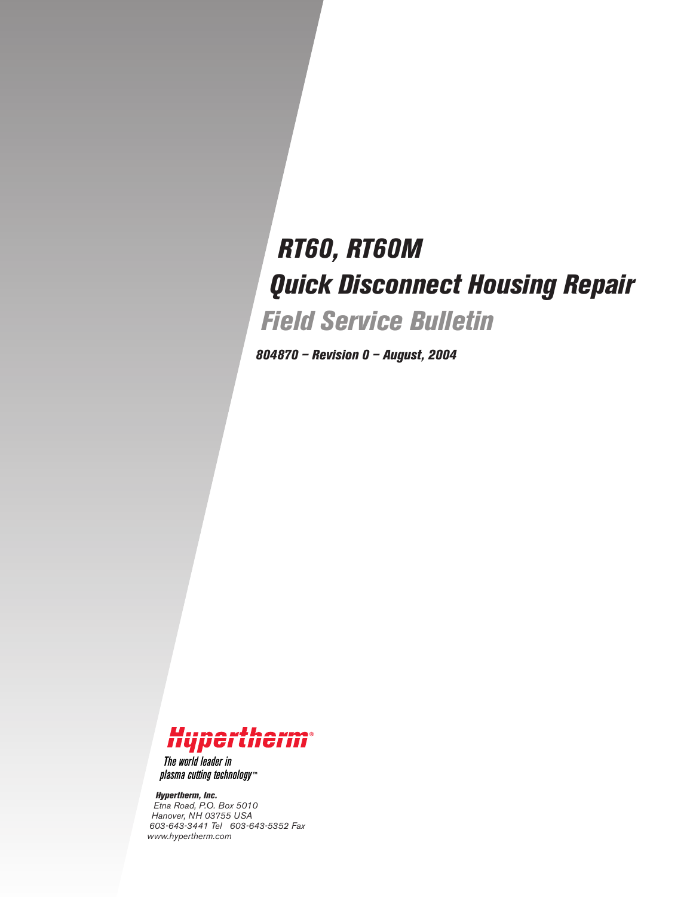# RT60, RT60M

# Quick Disconnect Housing Repair

## Field Service Bulletin

***804870 – Revision 0 – August, 2004***

Hypertherm®

*The world leader in plasma cutting technology™*

***Hypertherm, Inc.***
*Etna Road, P.O. Box 5010*
*Hanover, NH 03755 USA*
*603-643-3441 Tel   603-643-5352 Fax*
*www.hypertherm.com*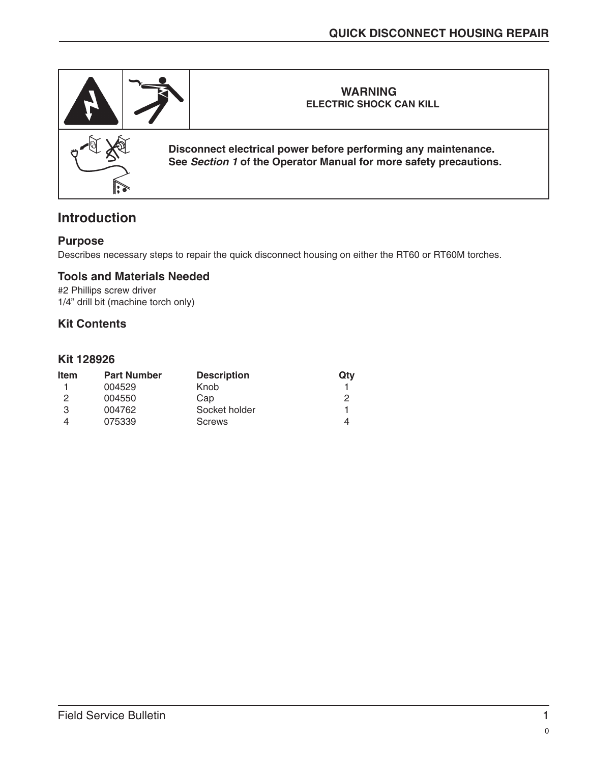**WARNING**
**ELECTRIC SHOCK CAN KILL**

**Disconnect electrical power before performing any maintenance.**
**See *Section 1* of the Operator Manual for more safety precautions.**

## Introduction

### Purpose

Describes necessary steps to repair the quick disconnect housing on either the RT60 or RT60M torches.

### Tools and Materials Needed

#2 Phillips screw driver
1/4” drill bit (machine torch only)

### Kit Contents

### Kit 128926

| Item | Part Number | Description | Qty |
|---|---|---|---|
| 1 | 004529 | Knob | 1 |
| 2 | 004550 | Cap | 2 |
| 3 | 004762 | Socket holder | 1 |
| 4 | 075339 | Screws | 4 |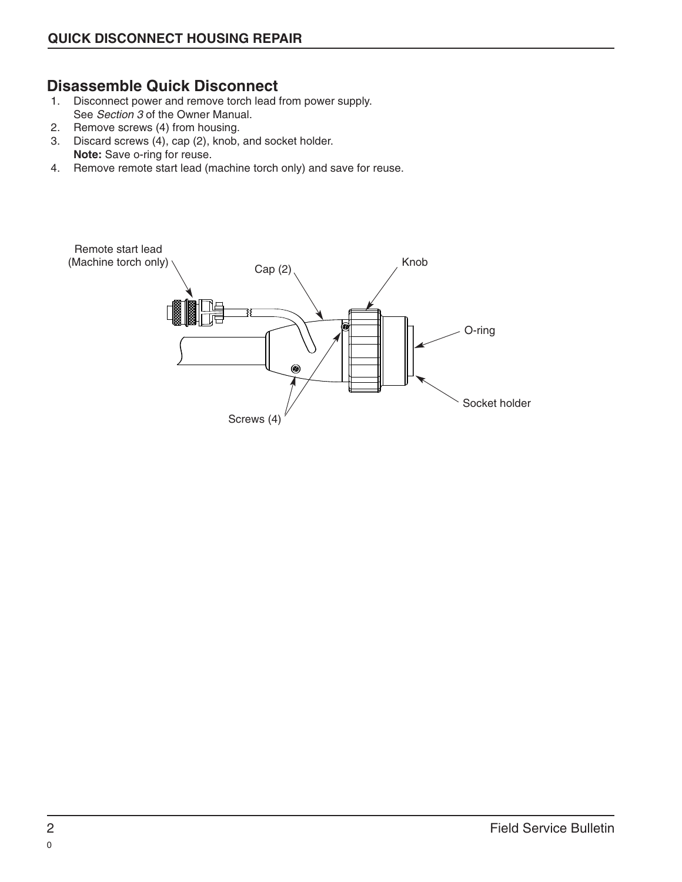## QUICK DISCONNECT HOUSING REPAIR

### Disassemble Quick Disconnect

1. Disconnect power and remove torch lead from power supply. See *Section 3* of the Owner Manual.
2. Remove screws (4) from housing.
3. Discard screws (4), cap (2), knob, and socket holder.
   **Note:** Save o-ring for reuse.
4. Remove remote start lead (machine torch only) and save for reuse.

Remote start lead (Machine torch only)

Cap (2)

Knob

O-ring

Socket holder

Screws (4)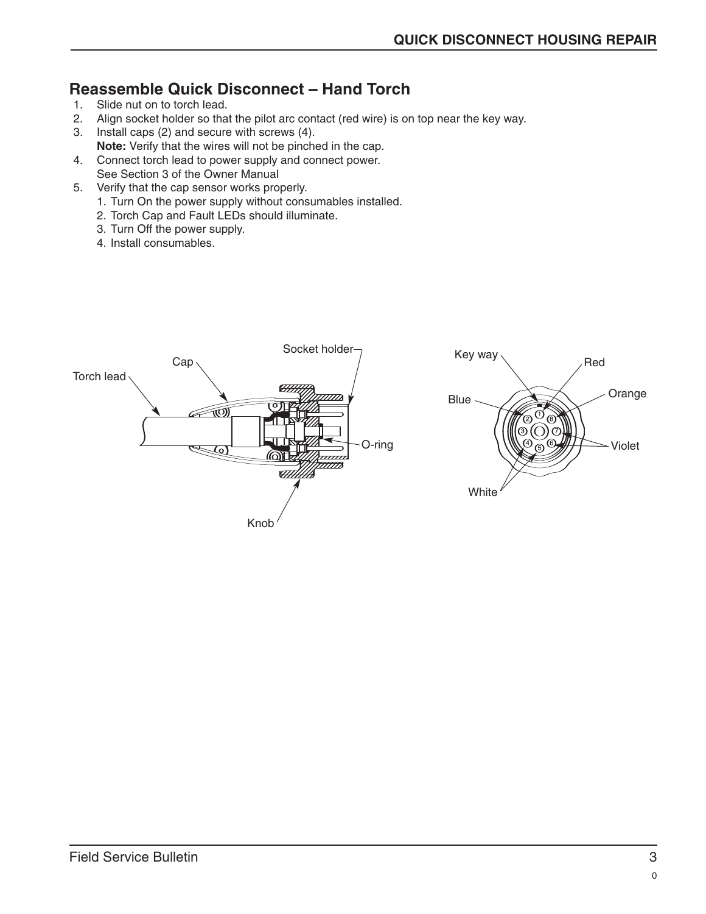## Reassemble Quick Disconnect – Hand Torch

1. Slide nut on to torch lead.
2. Align socket holder so that the pilot arc contact (red wire) is on top near the key way.
3. Install caps (2) and secure with screws (4).
   **Note:** Verify that the wires will not be pinched in the cap.
4. Connect torch lead to power supply and connect power.
   See Section 3 of the Owner Manual
5. Verify that the cap sensor works properly.
   1. Turn On the power supply without consumables installed.
   2. Torch Cap and Fault LEDs should illuminate.
   3. Turn Off the power supply.
   4. Install consumables.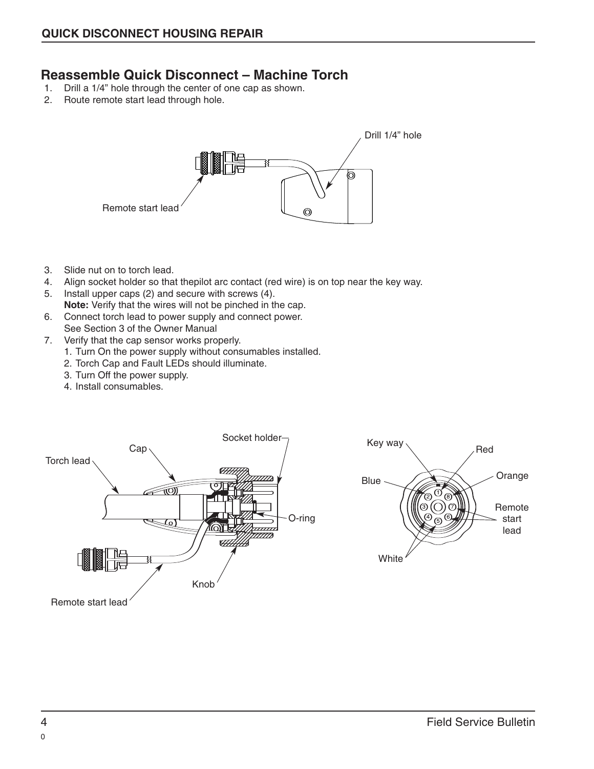## Reassemble Quick Disconnect – Machine Torch

1. Drill a 1/4" hole through the center of one cap as shown.
2. Route remote start lead through hole.

3. Slide nut on to torch lead.
4. Align socket holder so that thepilot arc contact (red wire) is on top near the key way.
5. Install upper caps (2) and secure with screws (4).
   **Note:** Verify that the wires will not be pinched in the cap.
6. Connect torch lead to power supply and connect power.
   See Section 3 of the Owner Manual
7. Verify that the cap sensor works properly.
   1. Turn On the power supply without consumables installed.
   2. Torch Cap and Fault LEDs should illuminate.
   3. Turn Off the power supply.
   4. Install consumables.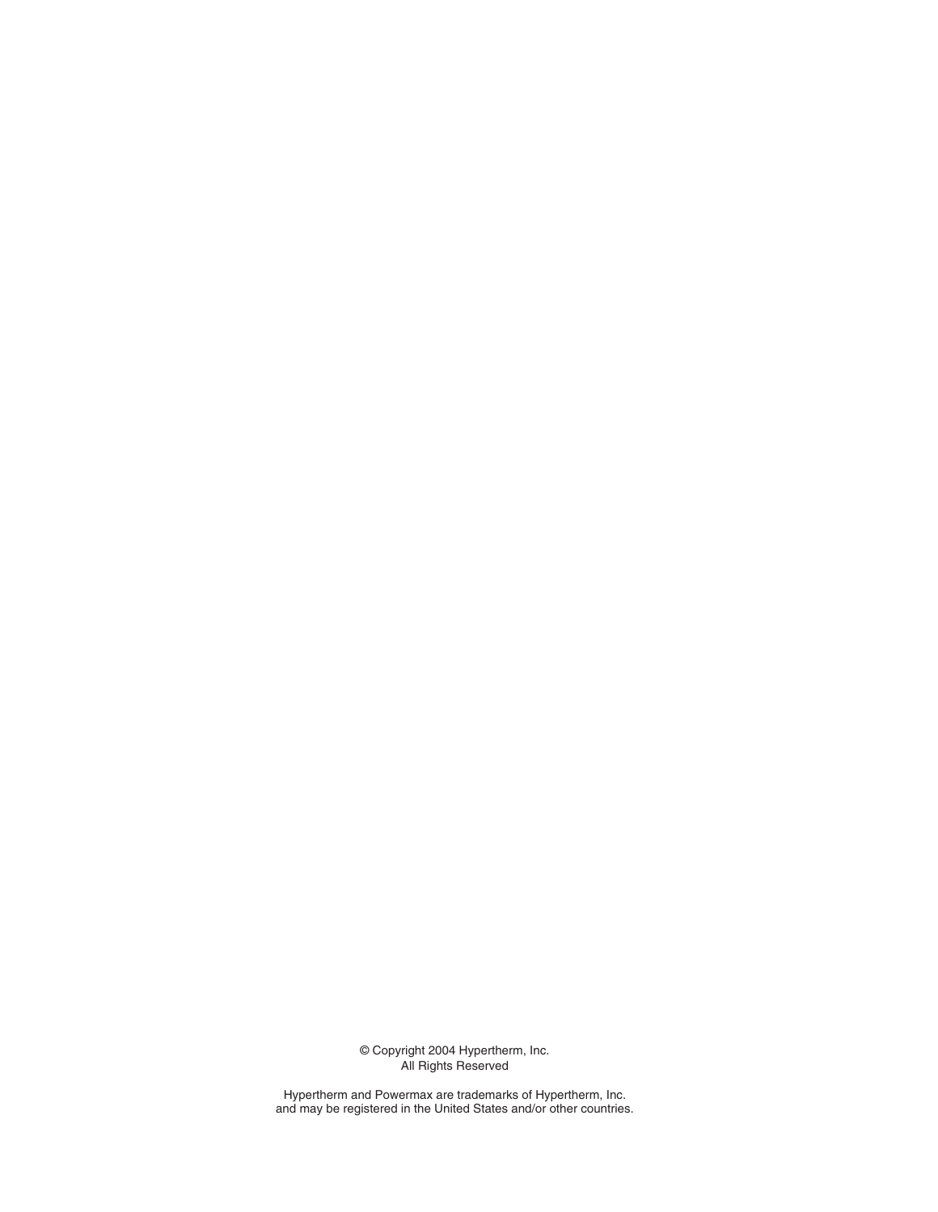© Copyright 2004 Hypertherm, Inc.
All Rights Reserved

Hypertherm and Powermax are trademarks of Hypertherm, Inc.
and may be registered in the United States and/or other countries.